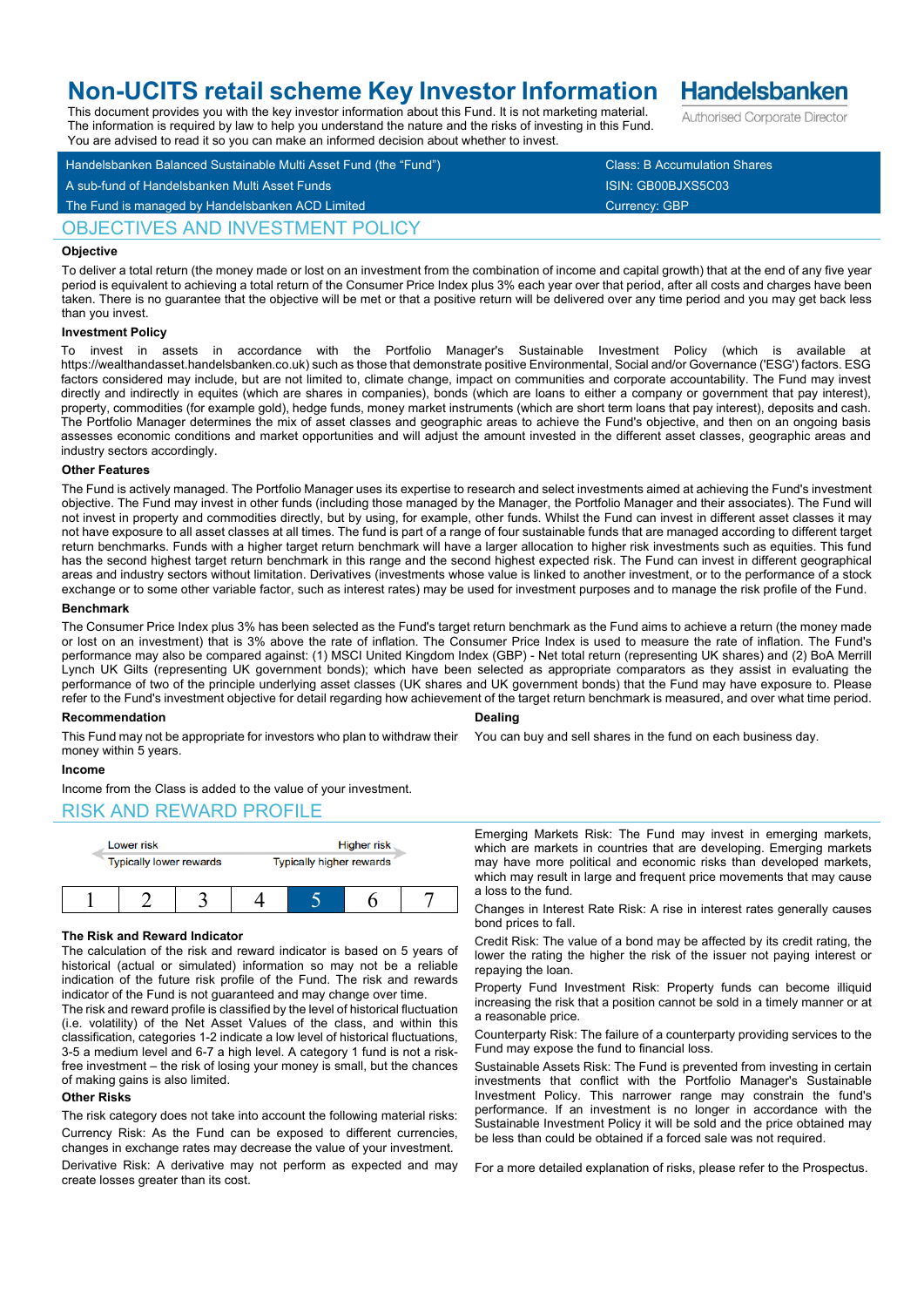# Non-UCITS retail scheme Key Investor Information

**Handelsbanken**
Authorised Corporate Director

This document provides you with the key investor information about this Fund. It is not marketing material. The information is required by law to help you understand the nature and the risks of investing in this Fund. You are advised to read it so you can make an informed decision about whether to invest.

| | |
|---|---|
| Handelsbanken Balanced Sustainable Multi Asset Fund (the "Fund") | Class: B Accumulation Shares |
| A sub-fund of Handelsbanken Multi Asset Funds | ISIN: GB00BJXS5C03 |
| The Fund is managed by Handelsbanken ACD Limited | Currency: GBP |

## OBJECTIVES AND INVESTMENT POLICY

### Objective

To deliver a total return (the money made or lost on an investment from the combination of income and capital growth) that at the end of any five year period is equivalent to achieving a total return of the Consumer Price Index plus 3% each year over that period, after all costs and charges have been taken. There is no guarantee that the objective will be met or that a positive return will be delivered over any time period and you may get back less than you invest.

### Investment Policy

To invest in assets in accordance with the Portfolio Manager's Sustainable Investment Policy (which is available at https://wealthandasset.handelsbanken.co.uk) such as those that demonstrate positive Environmental, Social and/or Governance ('ESG') factors. ESG factors considered may include, but are not limited to, climate change, impact on communities and corporate accountability. The Fund may invest directly and indirectly in equites (which are shares in companies), bonds (which are loans to either a company or government that pay interest), property, commodities (for example gold), hedge funds, money market instruments (which are short term loans that pay interest), deposits and cash. The Portfolio Manager determines the mix of asset classes and geographic areas to achieve the Fund's objective, and then on an ongoing basis assesses economic conditions and market opportunities and will adjust the amount invested in the different asset classes, geographic areas and industry sectors accordingly.

### Other Features

The Fund is actively managed. The Portfolio Manager uses its expertise to research and select investments aimed at achieving the Fund's investment objective. The Fund may invest in other funds (including those managed by the Manager, the Portfolio Manager and their associates). The Fund will not invest in property and commodities directly, but by using, for example, other funds. Whilst the Fund can invest in different asset classes it may not have exposure to all asset classes at all times. The fund is part of a range of four sustainable funds that are managed according to different target return benchmarks. Funds with a higher target return benchmark will have a larger allocation to higher risk investments such as equities. This fund has the second highest target return benchmark in this range and the second highest expected risk. The Fund can invest in different geographical areas and industry sectors without limitation. Derivatives (investments whose value is linked to another investment, or to the performance of a stock exchange or to some other variable factor, such as interest rates) may be used for investment purposes and to manage the risk profile of the Fund.

### Benchmark

The Consumer Price Index plus 3% has been selected as the Fund's target return benchmark as the Fund aims to achieve a return (the money made or lost on an investment) that is 3% above the rate of inflation. The Consumer Price Index is used to measure the rate of inflation. The Fund's performance may also be compared against: (1) MSCI United Kingdom Index (GBP) - Net total return (representing UK shares) and (2) BoA Merrill Lynch UK Gilts (representing UK government bonds); which have been selected as appropriate comparators as they assist in evaluating the performance of two of the principle underlying asset classes (UK shares and UK government bonds) that the Fund may have exposure to. Please refer to the Fund's investment objective for detail regarding how achievement of the target return benchmark is measured, and over what time period.

### Recommendation

This Fund may not be appropriate for investors who plan to withdraw their money within 5 years.

### Dealing

You can buy and sell shares in the fund on each business day.

### Income

Income from the Class is added to the value of your investment.

## RISK AND REWARD PROFILE

| Lower risk<br>Typically lower rewards | | | | | | Higher risk<br>Typically higher rewards |
|---|---|---|---|---|---|---|
| 1 | 2 | 3 | 4 | **5** | 6 | 7 |

### The Risk and Reward Indicator

The calculation of the risk and reward indicator is based on 5 years of historical (actual or simulated) information so may not be a reliable indication of the future risk profile of the Fund. The risk and rewards indicator of the Fund is not guaranteed and may change over time.

The risk and reward profile is classified by the level of historical fluctuation (i.e. volatility) of the Net Asset Values of the class, and within this classification, categories 1-2 indicate a low level of historical fluctuations, 3-5 a medium level and 6-7 a high level. A category 1 fund is not a risk-free investment – the risk of losing your money is small, but the chances of making gains is also limited.

### Other Risks

The risk category does not take into account the following material risks:

Currency Risk: As the Fund can be exposed to different currencies, changes in exchange rates may decrease the value of your investment.

Derivative Risk: A derivative may not perform as expected and may create losses greater than its cost.

Emerging Markets Risk: The Fund may invest in emerging markets, which are markets in countries that are developing. Emerging markets may have more political and economic risks than developed markets, which may result in large and frequent price movements that may cause a loss to the fund.

Changes in Interest Rate Risk: A rise in interest rates generally causes bond prices to fall.

Credit Risk: The value of a bond may be affected by its credit rating, the lower the rating the higher the risk of the issuer not paying interest or repaying the loan.

Property Fund Investment Risk: Property funds can become illiquid increasing the risk that a position cannot be sold in a timely manner or at a reasonable price.

Counterparty Risk: The failure of a counterparty providing services to the Fund may expose the fund to financial loss.

Sustainable Assets Risk: The Fund is prevented from investing in certain investments that conflict with the Portfolio Manager's Sustainable Investment Policy. This narrower range may constrain the fund's performance. If an investment is no longer in accordance with the Sustainable Investment Policy it will be sold and the price obtained may be less than could be obtained if a forced sale was not required.

For a more detailed explanation of risks, please refer to the Prospectus.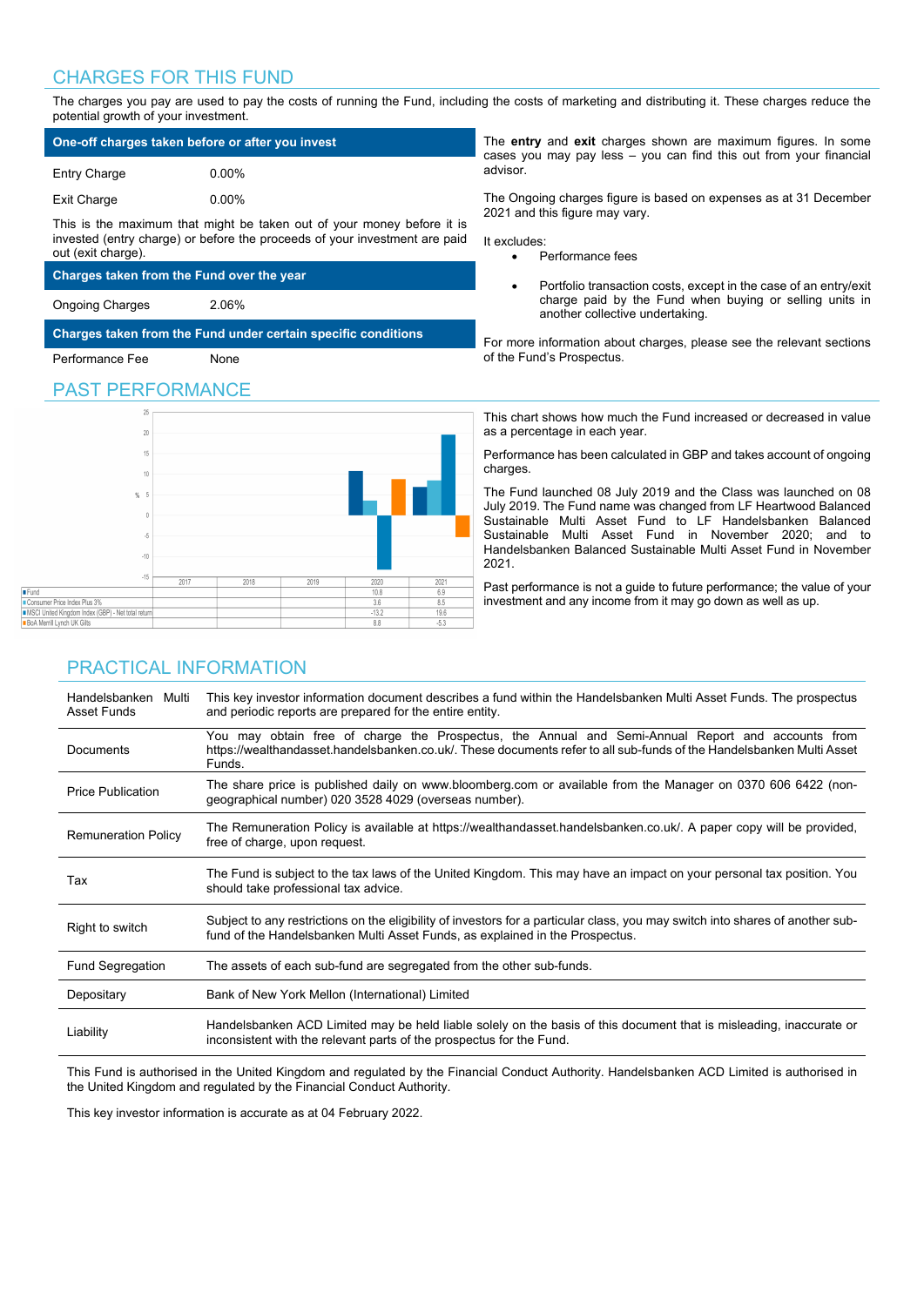## CHARGES FOR THIS FUND

The charges you pay are used to pay the costs of running the Fund, including the costs of marketing and distributing it. These charges reduce the potential growth of your investment.

| One-off charges taken before or after you invest | |
|---|---|
| Entry Charge | 0.00% |
| Exit Charge | 0.00% |

This is the maximum that might be taken out of your money before it is invested (entry charge) or before the proceeds of your investment are paid out (exit charge).

| Charges taken from the Fund over the year | |
|---|---|
| Ongoing Charges | 2.06% |

| Charges taken from the Fund under certain specific conditions | |
|---|---|
| Performance Fee | None |

The **entry** and **exit** charges shown are maximum figures. In some cases you may pay less – you can find this out from your financial advisor.

The Ongoing charges figure is based on expenses as at 31 December 2021 and this figure may vary.

It excludes:

- Performance fees
- Portfolio transaction costs, except in the case of an entry/exit charge paid by the Fund when buying or selling units in another collective undertaking.

For more information about charges, please see the relevant sections of the Fund's Prospectus.

## PAST PERFORMANCE

%
25
20
15
10
5
0
-5
-10
-15

| | 2017 | 2018 | 2019 | 2020 | 2021 |
|---|---|---|---|---|---|
| Fund | | | | 10.8 | 6.9 |
| Consumer Price Index Plus 3% | | | | 3.6 | 8.5 |
| MSCI United Kingdom Index (GBP) - Net total return | | | | -13.2 | 19.6 |
| BoA Merrill Lynch UK Gilts | | | | 8.8 | -5.3 |

This chart shows how much the Fund increased or decreased in value as a percentage in each year.

Performance has been calculated in GBP and takes account of ongoing charges.

The Fund launched 08 July 2019 and the Class was launched on 08 July 2019. The Fund name was changed from LF Heartwood Balanced Sustainable Multi Asset Fund to LF Handelsbanken Balanced Sustainable Multi Asset Fund in November 2020; and to Handelsbanken Balanced Sustainable Multi Asset Fund in November 2021.

Past performance is not a guide to future performance; the value of your investment and any income from it may go down as well as up.

## PRACTICAL INFORMATION

| | |
|---|---|
| Handelsbanken Multi Asset Funds | This key investor information document describes a fund within the Handelsbanken Multi Asset Funds. The prospectus and periodic reports are prepared for the entire entity. |
| Documents | You may obtain free of charge the Prospectus, the Annual and Semi-Annual Report and accounts from https://wealthandasset.handelsbanken.co.uk/. These documents refer to all sub-funds of the Handelsbanken Multi Asset Funds. |
| Price Publication | The share price is published daily on www.bloomberg.com or available from the Manager on 0370 606 6422 (non-geographical number) 020 3528 4029 (overseas number). |
| Remuneration Policy | The Remuneration Policy is available at https://wealthandasset.handelsbanken.co.uk/. A paper copy will be provided, free of charge, upon request. |
| Tax | The Fund is subject to the tax laws of the United Kingdom. This may have an impact on your personal tax position. You should take professional tax advice. |
| Right to switch | Subject to any restrictions on the eligibility of investors for a particular class, you may switch into shares of another sub-fund of the Handelsbanken Multi Asset Funds, as explained in the Prospectus. |
| Fund Segregation | The assets of each sub-fund are segregated from the other sub-funds. |
| Depositary | Bank of New York Mellon (International) Limited |
| Liability | Handelsbanken ACD Limited may be held liable solely on the basis of this document that is misleading, inaccurate or inconsistent with the relevant parts of the prospectus for the Fund. |

This Fund is authorised in the United Kingdom and regulated by the Financial Conduct Authority. Handelsbanken ACD Limited is authorised in the United Kingdom and regulated by the Financial Conduct Authority.

This key investor information is accurate as at 04 February 2022.